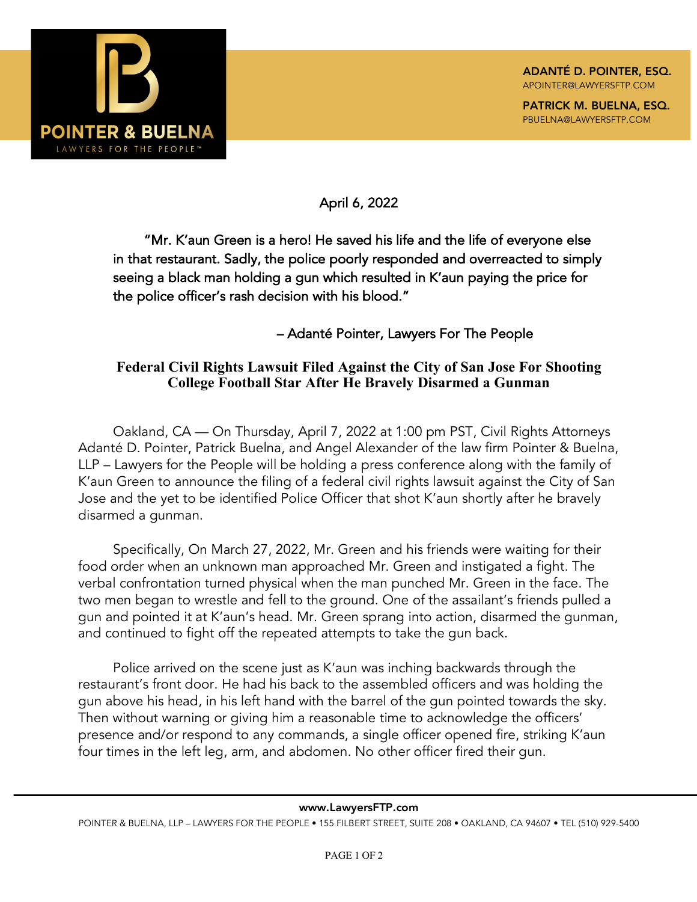**POINTER & BUELNA**
LAWYERS FOR THE PEOPLE™

**ADANTÉ D. POINTER, ESQ.**
APOINTER@LAWYERSFTP.COM

**PATRICK M. BUELNA, ESQ.**
PBUELNA@LAWYERSFTP.COM

April 6, 2022

"Mr. K'aun Green is a hero! He saved his life and the life of everyone else in that restaurant. Sadly, the police poorly responded and overreacted to simply seeing a black man holding a gun which resulted in K'aun paying the price for the police officer's rash decision with his blood."

– Adanté Pointer, Lawyers For The People

## Federal Civil Rights Lawsuit Filed Against the City of San Jose For Shooting College Football Star After He Bravely Disarmed a Gunman

Oakland, CA — On Thursday, April 7, 2022 at 1:00 pm PST, Civil Rights Attorneys Adanté D. Pointer, Patrick Buelna, and Angel Alexander of the law firm Pointer & Buelna, LLP – Lawyers for the People will be holding a press conference along with the family of K'aun Green to announce the filing of a federal civil rights lawsuit against the City of San Jose and the yet to be identified Police Officer that shot K'aun shortly after he bravely disarmed a gunman.

Specifically, On March 27, 2022, Mr. Green and his friends were waiting for their food order when an unknown man approached Mr. Green and instigated a fight. The verbal confrontation turned physical when the man punched Mr. Green in the face. The two men began to wrestle and fell to the ground. One of the assailant's friends pulled a gun and pointed it at K'aun's head. Mr. Green sprang into action, disarmed the gunman, and continued to fight off the repeated attempts to take the gun back.

Police arrived on the scene just as K'aun was inching backwards through the restaurant's front door. He had his back to the assembled officers and was holding the gun above his head, in his left hand with the barrel of the gun pointed towards the sky. Then without warning or giving him a reasonable time to acknowledge the officers' presence and/or respond to any commands, a single officer opened fire, striking K'aun four times in the left leg, arm, and abdomen. No other officer fired their gun.

www.LawyersFTP.com

POINTER & BUELNA, LLP – LAWYERS FOR THE PEOPLE • 155 FILBERT STREET, SUITE 208 • OAKLAND, CA 94607 • TEL (510) 929-5400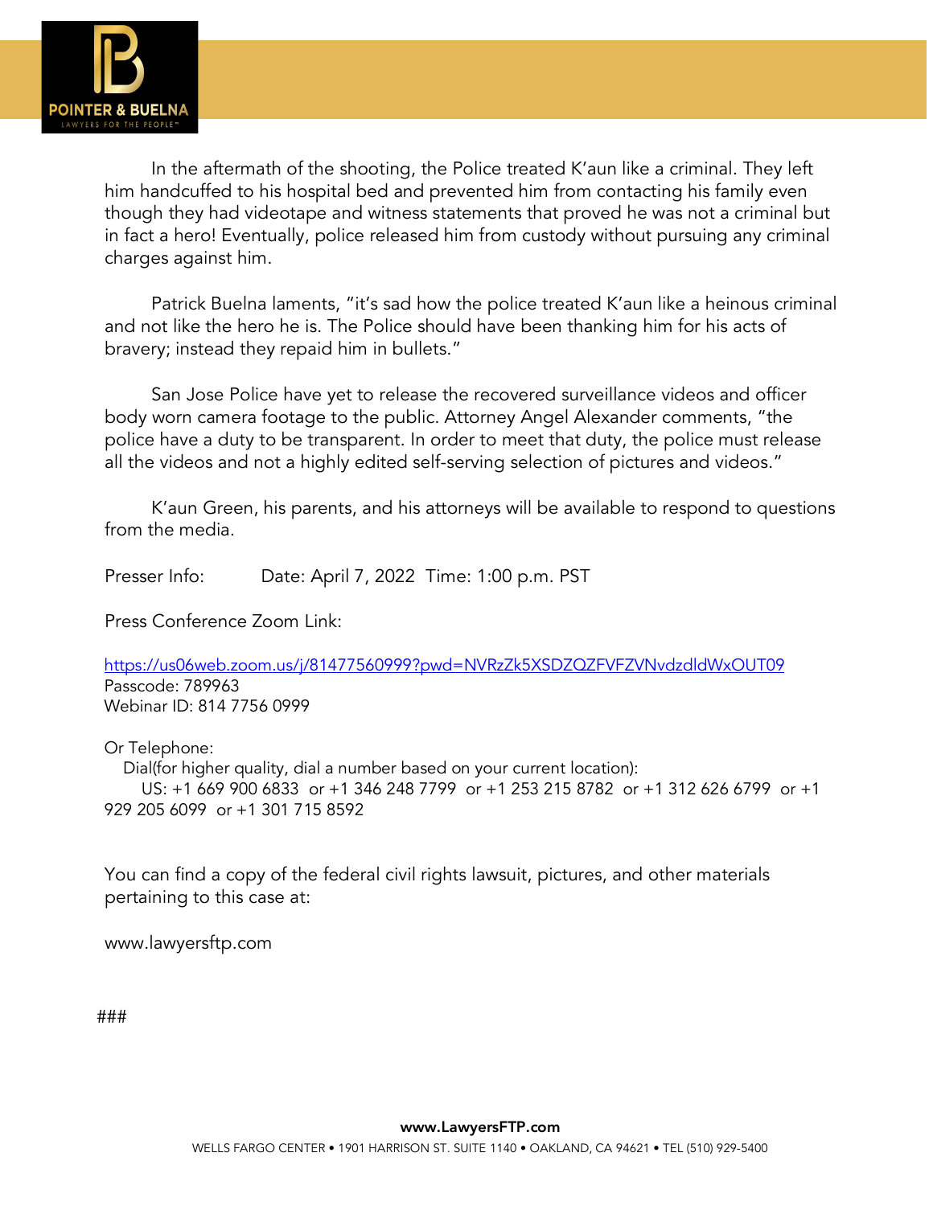In the aftermath of the shooting, the Police treated K'aun like a criminal. They left him handcuffed to his hospital bed and prevented him from contacting his family even though they had videotape and witness statements that proved he was not a criminal but in fact a hero! Eventually, police released him from custody without pursuing any criminal charges against him.

Patrick Buelna laments, "it's sad how the police treated K'aun like a heinous criminal and not like the hero he is. The Police should have been thanking him for his acts of bravery; instead they repaid him in bullets."

San Jose Police have yet to release the recovered surveillance videos and officer body worn camera footage to the public. Attorney Angel Alexander comments, "the police have a duty to be transparent. In order to meet that duty, the police must release all the videos and not a highly edited self-serving selection of pictures and videos."

K'aun Green, his parents, and his attorneys will be available to respond to questions from the media.

Presser Info: Date: April 7, 2022 Time: 1:00 p.m. PST

Press Conference Zoom Link:

https://us06web.zoom.us/j/81477560999?pwd=NVRzZk5XSDZQZFVFZVNvdzdldWxOUT09
Passcode: 789963
Webinar ID: 814 7756 0999

Or Telephone:
Dial(for higher quality, dial a number based on your current location):
US: +1 669 900 6833 or +1 346 248 7799 or +1 253 215 8782 or +1 312 626 6799 or +1 929 205 6099 or +1 301 715 8592

You can find a copy of the federal civil rights lawsuit, pictures, and other materials pertaining to this case at:

www.lawyersftp.com

###